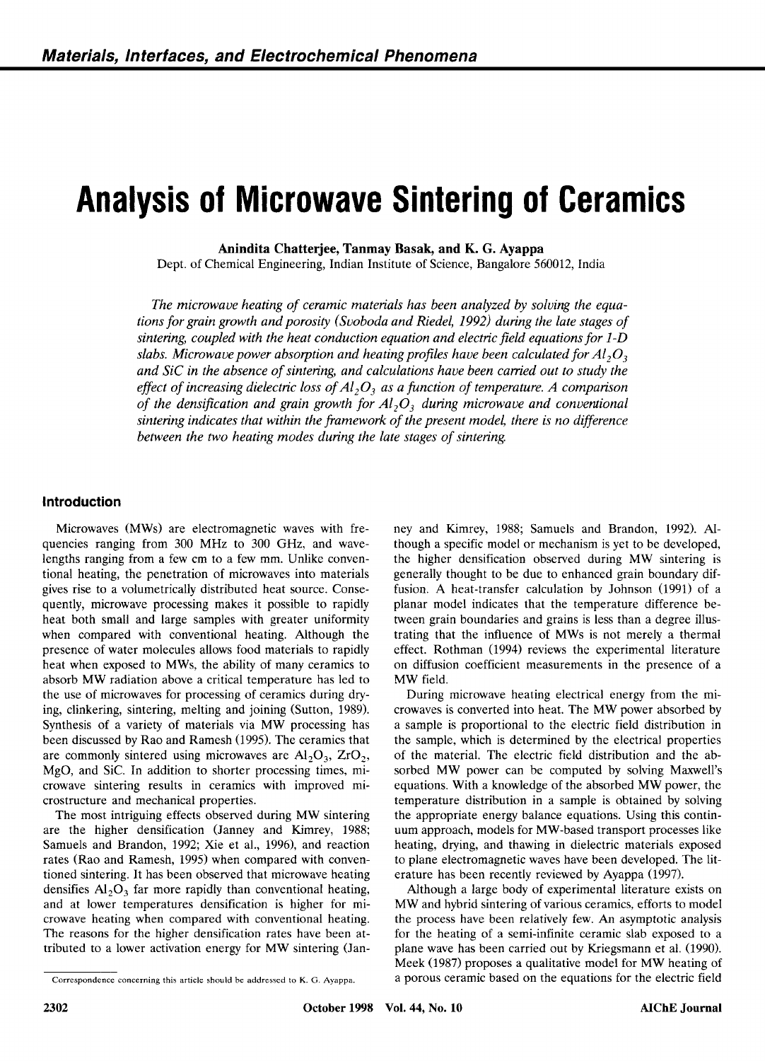# Analysis of Microwave Sintering of Ceramics

**Anindita Chatterjee, Tanmay Basak, and K. G. Ayappa**

Dept. of Chemical Engineering, Indian Institute of Science, Bangalore 560012, India

*The microwave heating of ceramic materials has been analyzed by solving the equations for grain growth and porosity (Svoboda and Riedel, 1992) during the late stages of sintering, coupled with the heat conduction equation and electric field equations for 1-D slabs. Microwave power absorption and heating profiles have been calculated for $Al_2O_3$ and SiC in the absence of sintering, and calculations have been carried out to study the effect of increasing dielectric loss of $Al_2O_3$ as a function of temperature. A comparison of the densification and grain growth for $Al_2O_3$ during microwave and conventional sintering indicates that within the framework of the present model, there is no difference between the two heating modes during the late stages of sintering.*

## Introduction

Microwaves (MWs) are electromagnetic waves with frequencies ranging from 300 MHz to 300 GHz, and wavelengths ranging from a few cm to a few mm. Unlike conventional heating, the penetration of microwaves into materials gives rise to a volumetrically distributed heat source. Consequently, microwave processing makes it possible to rapidly heat both small and large samples with greater uniformity when compared with conventional heating. Although the presence of water molecules allows food materials to rapidly heat when exposed to MWs, the ability of many ceramics to absorb MW radiation above a critical temperature has led to the use of microwaves for processing of ceramics during drying, clinkering, sintering, melting and joining (Sutton, 1989). Synthesis of a variety of materials via MW processing has been discussed by Rao and Ramesh (1995). The ceramics that are commonly sintered using microwaves are $Al_2O_3$, $ZrO_2$, MgO, and SiC. In addition to shorter processing times, microwave sintering results in ceramics with improved microstructure and mechanical properties.

The most intriguing effects observed during MW sintering are the higher densification (Janney and Kimrey, 1988; Samuels and Brandon, 1992; Xie et al., 1996), and reaction rates (Rao and Ramesh, 1995) when compared with conventioned sintering. It has been observed that microwave heating densifies $Al_2O_3$ far more rapidly than conventional heating, and at lower temperatures densification is higher for microwave heating when compared with conventional heating. The reasons for the higher densification rates have been attributed to a lower activation energy for MW sintering (Janney and Kimrey, 1988; Samuels and Brandon, 1992). Although a specific model or mechanism is yet to be developed, the higher densification observed during MW sintering is generally thought to be due to enhanced grain boundary diffusion. A heat-transfer calculation by Johnson (1991) of a planar model indicates that the temperature difference between grain boundaries and grains is less than a degree illustrating that the influence of MWs is not merely a thermal effect. Rothman (1994) reviews the experimental literature on diffusion coefficient measurements in the presence of a MW field.

During microwave heating electrical energy from the microwaves is converted into heat. The MW power absorbed by a sample is proportional to the electric field distribution in the sample, which is determined by the electrical properties of the material. The electric field distribution and the absorbed MW power can be computed by solving Maxwell's equations. With a knowledge of the absorbed MW power, the temperature distribution in a sample is obtained by solving the appropriate energy balance equations. Using this continuum approach, models for MW-based transport processes like heating, drying, and thawing in dielectric materials exposed to plane electromagnetic waves have been developed. The literature has been recently reviewed by Ayappa (1997).

Although a large body of experimental literature exists on MW and hybrid sintering of various ceramics, efforts to model the process have been relatively few. An asymptotic analysis for the heating of a semi-infinite ceramic slab exposed to a plane wave has been carried out by Kriegsmann et al. (1990). Meek (1987) proposes a qualitative model for MW heating of a porous ceramic based on the equations for the electric field

Correspondence concerning this article should be addressed to K. G. Ayappa.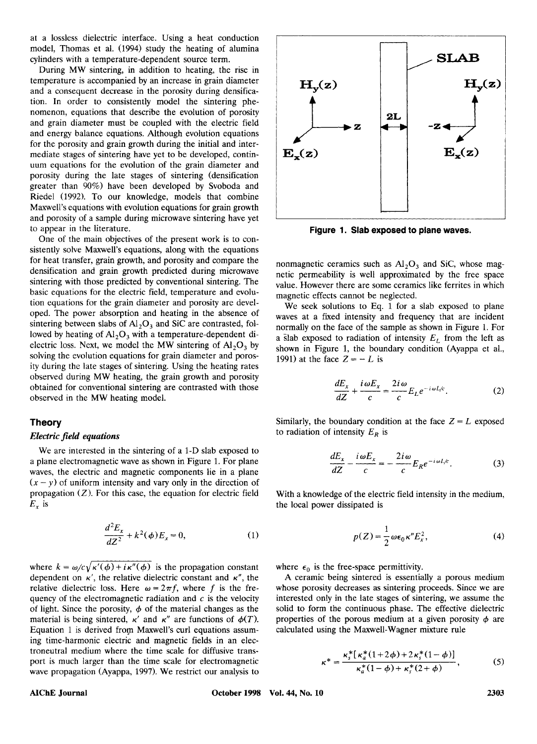at a lossless dielectric interface. Using a heat conduction model, Thomas et al. (1994) study the heating of alumina cylinders with a temperature-dependent source term.

During MW sintering, in addition to heating, the rise in temperature is accompanied by an increase in grain diameter and a consequent decrease in the porosity during densification. In order to consistently model the sintering phenomenon, equations that describe the evolution of porosity and grain diameter must be coupled with the electric field and energy balance equations. Although evolution equations for the porosity and grain growth during the initial and intermediate stages of sintering have yet to be developed, continuum equations for the evolution of the grain diameter and porosity during the late stages of sintering (densification greater than 90%) have been developed by Svoboda and Riedel (1992). To our knowledge, models that combine Maxwell's equations with evolution equations for grain growth and porosity of a sample during microwave sintering have yet to appear in the literature.

One of the main objectives of the present work is to consistently solve Maxwell's equations, along with the equations for heat transfer, grain growth, and porosity and compare the densification and grain growth predicted during microwave sintering with those predicted by conventional sintering. The basic equations for the electric field, temperature and evolution equations for the grain diameter and porosity are developed. The power absorption and heating in the absence of sintering between slabs of $Al_2O_3$ and SiC are contrasted, followed by heating of $Al_2O_3$ with a temperature-dependent dielectric loss. Next, we model the MW sintering of $Al_2O_3$ by solving the evolution equations for grain diameter and porosity during the late stages of sintering. Using the heating rates observed during MW heating, the grain growth and porosity obtained for conventional sintering are contrasted with those observed in the MW heating model.

## Theory

### *Electric field equations*

We are interested in the sintering of a 1-D slab exposed to a plane electromagnetic wave as shown in Figure 1. For plane waves, the electric and magnetic components lie in a plane $(x-y)$ of uniform intensity and vary only in the direction of propagation $(Z)$. For this case, the equation for electric field $E_x$ is

$$\frac{d^2E_x}{dZ^2} + k^2(\phi)E_x = 0, \tag{1}$$

where $k = \omega/c\sqrt{\kappa'(\phi) + i\kappa''(\phi)}$ is the propagation constant dependent on $\kappa'$, the relative dielectric constant and $\kappa''$, the relative dielectric loss. Here $\omega = 2\pi f$, where $f$ is the frequency of the electromagnetic radiation and $c$ is the velocity of light. Since the porosity, $\phi$ of the material changes as the material is being sintered, $\kappa'$ and $\kappa''$ are functions of $\phi(T)$. Equation 1 is derived from Maxwell's curl equations assuming time-harmonic electric and magnetic fields in an electroneutral medium where the time scale for diffusive transport is much larger than the time scale for electromagnetic wave propagation (Ayappa, 1997). We restrict our analysis to nonmagnetic ceramics such as $Al_2O_3$ and SiC, whose magnetic permeability is well approximated by the free space value. However there are some ceramics like ferrites in which magnetic effects cannot be neglected.

Figure 1. Slab exposed to plane waves.

We seek solutions to Eq. 1 for a slab exposed to plane waves at a fixed intensity and frequency that are incident normally on the face of the sample as shown in Figure 1. For a slab exposed to radiation of intensity $E_L$ from the left as shown in Figure 1, the boundary condition (Ayappa et al., 1991) at the face $Z = -L$ is

$$\frac{dE_x}{dZ} + \frac{i\omega E_x}{c} = \frac{2i\omega}{c}E_L e^{-i\omega L/c}. \tag{2}$$

Similarly, the boundary condition at the face $Z = L$ exposed to radiation of intensity $E_R$ is

$$\frac{dE_x}{dZ} - \frac{i\omega E_x}{c} = -\frac{2i\omega}{c}E_R e^{-i\omega L/c}. \tag{3}$$

With a knowledge of the electric field intensity in the medium, the local power dissipated is

$$p(Z) = \frac{1}{2}\omega\epsilon_0\kappa'' E_x^2, \tag{4}$$

where $\epsilon_0$ is the free-space permittivity.

A ceramic being sintered is essentially a porous medium whose porosity decreases as sintering proceeds. Since we are interested only in the late stages of sintering, we assume the solid to form the continuous phase. The effective dielectric properties of the porous medium at a given porosity $\phi$ are calculated using the Maxwell-Wagner mixture rule

$$\kappa^* = \frac{\kappa_s^*[\kappa_a^*(1+2\phi) + 2\kappa_s^*(1-\phi)]}{\kappa_a^*(1-\phi) + \kappa_s^*(2+\phi)}, \tag{5}$$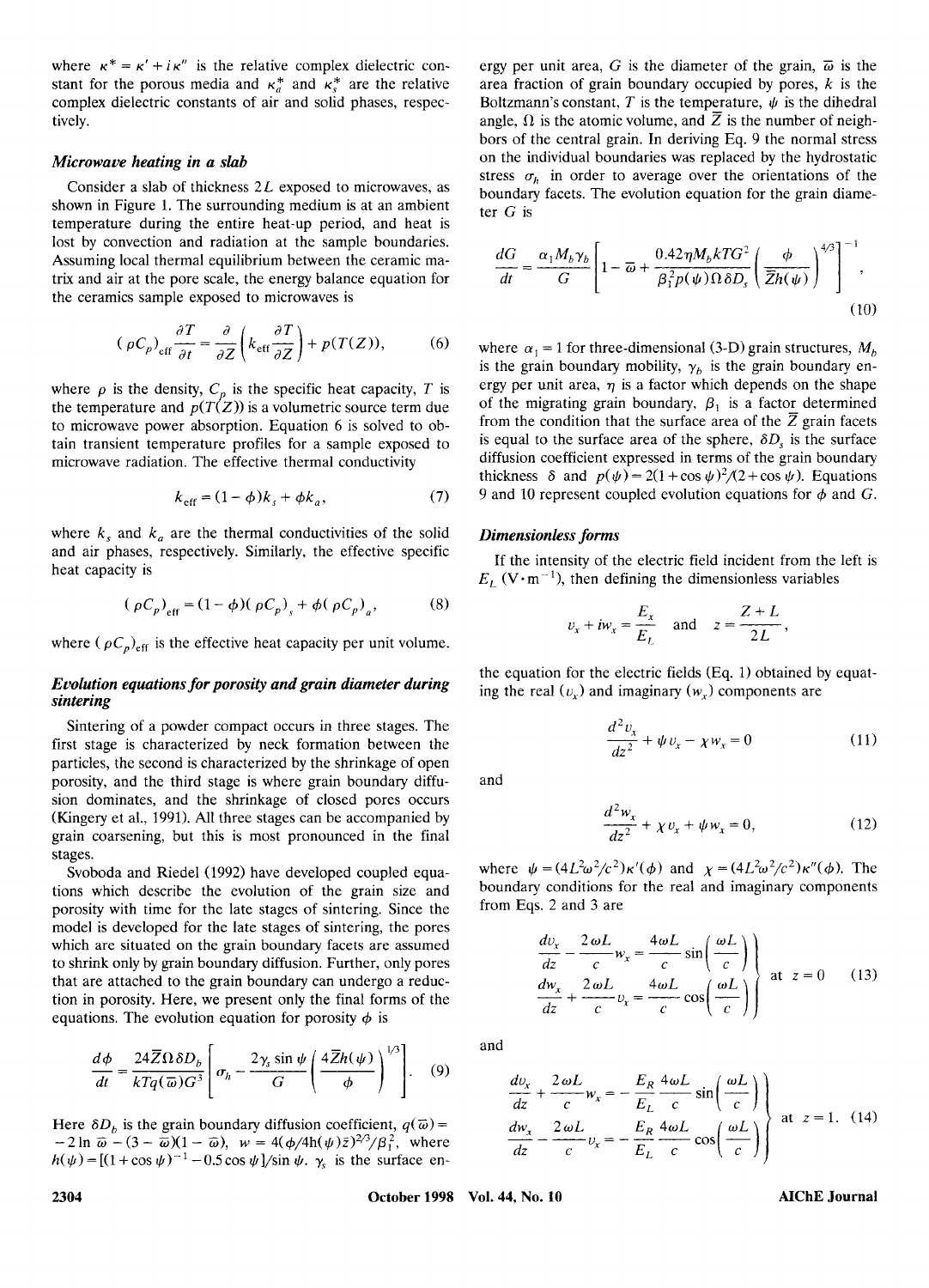where $\kappa^* = \kappa' + i\kappa''$ is the relative complex dielectric constant for the porous media and $\kappa_a^*$ and $\kappa_s^*$ are the relative complex dielectric constants of air and solid phases, respectively.

### *Microwave heating in a slab*

Consider a slab of thickness $2L$ exposed to microwaves, as shown in Figure 1. The surrounding medium is at an ambient temperature during the entire heat-up period, and heat is lost by convection and radiation at the sample boundaries. Assuming local thermal equilibrium between the ceramic matrix and air at the pore scale, the energy balance equation for the ceramics sample exposed to microwaves is

$$(\rho C_p)_{\text{eff}} \frac{\partial T}{\partial t} = \frac{\partial}{\partial Z}\left( k_{\text{eff}} \frac{\partial T}{\partial Z} \right) + p(T(Z)), \tag{6}$$

where $\rho$ is the density, $C_p$ is the specific heat capacity, $T$ is the temperature and $p(T(Z))$ is a volumetric source term due to microwave power absorption. Equation 6 is solved to obtain transient temperature profiles for a sample exposed to microwave radiation. The effective thermal conductivity

$$k_{\text{eff}} = (1-\phi)k_s + \phi k_a, \tag{7}$$

where $k_s$ and $k_a$ are the thermal conductivities of the solid and air phases, respectively. Similarly, the effective specific heat capacity is

$$(\rho C_p)_{\text{eff}} = (1-\phi)(\rho C_p)_s + \phi(\rho C_p)_a, \tag{8}$$

where $(\rho C_p)_{\text{eff}}$ is the effective heat capacity per unit volume.

### *Evolution equations for porosity and grain diameter during sintering*

Sintering of a powder compact occurs in three stages. The first stage is characterized by neck formation between the particles, the second is characterized by the shrinkage of open porosity, and the third stage is where grain boundary diffusion dominates, and the shrinkage of closed pores occurs (Kingery et al., 1991). All three stages can be accompanied by grain coarsening, but this is most pronounced in the final stages.

Svoboda and Riedel (1992) have developed coupled equations which describe the evolution of the grain size and porosity with time for the late stages of sintering. Since the model is developed for the late stages of sintering, the pores which are situated on the grain boundary facets are assumed to shrink only by grain boundary diffusion. Further, only pores that are attached to the grain boundary can undergo a reduction in porosity. Here, we present only the final forms of the equations. The evolution equation for porosity $\phi$ is

$$\frac{d\phi}{dt} = \frac{24\bar{Z}\Omega\,\delta D_b}{kTq(\bar{\omega})G^3}\left[ \sigma_h - \frac{2\gamma_s \sin\psi}{G}\left( \frac{4\bar{Z}h(\psi)}{\phi} \right)^{1/3} \right]. \tag{9}$$

Here $\delta D_b$ is the grain boundary diffusion coefficient, $q(\bar{\omega}) = -2\ln\bar{\omega} - (3-\bar{\omega})(1-\bar{\omega})$, $w = 4(\phi/4h(\psi)\bar{z})^{2/3}/\beta_1^2$, where $h(\psi) = [(1+\cos\psi)^{-1} - 0.5\cos\psi]/\sin\psi$. $\gamma_s$ is the surface energy per unit area, $G$ is the diameter of the grain, $\bar{\omega}$ is the area fraction of grain boundary occupied by pores, $k$ is the Boltzmann's constant, $T$ is the temperature, $\psi$ is the dihedral angle, $\Omega$ is the atomic volume, and $\bar{Z}$ is the number of neighbors of the central grain. In deriving Eq. 9 the normal stress on the individual boundaries was replaced by the hydrostatic stress $\sigma_h$ in order to average over the orientations of the boundary facets. The evolution equation for the grain diameter $G$ is

$$\frac{dG}{dt} = \frac{\alpha_1 M_b \gamma_b}{G}\left[ 1 - \bar{\omega} + \frac{0.42\eta M_b kTG^2}{\beta_1^2 p(\psi)\Omega\,\delta D_s}\left( \frac{\phi}{\bar{Z}h(\psi)} \right)^{4/3} \right]^{-1}, \tag{10}$$

where $\alpha_1 = 1$ for three-dimensional (3-D) grain structures, $M_b$ is the grain boundary mobility, $\gamma_b$ is the grain boundary energy per unit area, $\eta$ is a factor which depends on the shape of the migrating grain boundary, $\beta_1$ is a factor determined from the condition that the surface area of the $\bar{Z}$ grain facets is equal to the surface area of the sphere, $\delta D_s$ is the surface diffusion coefficient expressed in terms of the grain boundary thickness $\delta$ and $p(\psi) = 2(1+\cos\psi)^2/(2+\cos\psi)$. Equations 9 and 10 represent coupled evolution equations for $\phi$ and $G$.

### *Dimensionless forms*

If the intensity of the electric field incident from the left is $E_L$ ($\text{V}\cdot\text{m}^{-1}$), then defining the dimensionless variables

$$v_x + iw_x = \frac{E_x}{E_L} \quad \text{and} \quad z = \frac{Z+L}{2L},$$

the equation for the electric fields (Eq. 1) obtained by equating the real ($v_x$) and imaginary ($w_x$) components are

$$\frac{d^2 v_x}{dz^2} + \psi v_x - \chi w_x = 0 \tag{11}$$

and

$$\frac{d^2 w_x}{dz^2} + \chi v_x + \psi w_x = 0, \tag{12}$$

where $\psi = (4L^2\omega^2/c^2)\kappa'(\phi)$ and $\chi = (4L^2\omega^2/c^2)\kappa''(\phi)$. The boundary conditions for the real and imaginary components from Eqs. 2 and 3 are

$$\left.\begin{aligned} \frac{dv_x}{dz} - \frac{2\omega L}{c}w_x &= \frac{4\omega L}{c}\sin\left(\frac{\omega L}{c}\right) \\ \frac{dw_x}{dz} + \frac{2\omega L}{c}v_x &= \frac{4\omega L}{c}\cos\left(\frac{\omega L}{c}\right) \end{aligned}\right\} \quad \text{at } z = 0 \tag{13}$$

and

$$\left.\begin{aligned} \frac{dv_x}{dz} + \frac{2\omega L}{c}w_x &= -\frac{E_R}{E_L}\frac{4\omega L}{c}\sin\left(\frac{\omega L}{c}\right) \\ \frac{dw_x}{dz} - \frac{2\omega L}{c}v_x &= -\frac{E_R}{E_L}\frac{4\omega L}{c}\cos\left(\frac{\omega L}{c}\right) \end{aligned}\right\} \quad \text{at } z = 1. \tag{14}$$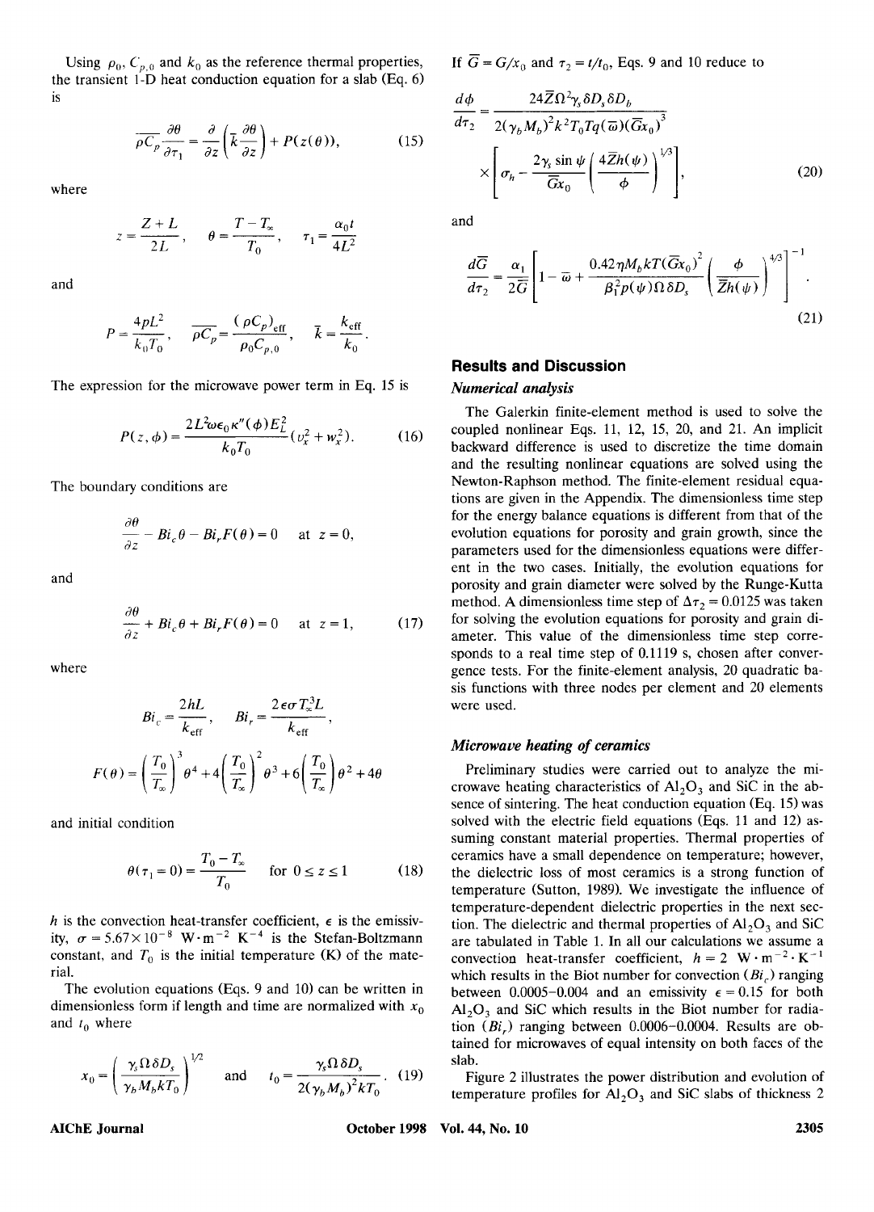Using $\rho_0$, $C_{p,0}$ and $k_0$ as the reference thermal properties, the transient 1-D heat conduction equation for a slab (Eq. 6) is

$$\overline{\rho C_p}\frac{\partial \theta}{\partial \tau_1} = \frac{\partial}{\partial z}\left(\bar{k}\frac{\partial \theta}{\partial z}\right) + P(z(\theta)), \tag{15}$$

where

$$z = \frac{Z+L}{2L}, \quad \theta = \frac{T - T_\infty}{T_0}, \quad \tau_1 = \frac{\alpha_0 t}{4L^2}$$

and

$$P = \frac{4pL^2}{k_0 T_0}, \quad \overline{\rho C_p} = \frac{(\rho C_p)_{\text{eff}}}{\rho_0 C_{p,0}}, \quad \bar{k} = \frac{k_{\text{eff}}}{k_0}.$$

The expression for the microwave power term in Eq. 15 is

$$P(z,\phi) = \frac{2L^2\omega\epsilon_0\kappa''(\phi)E_L^2}{k_0 T_0}(v_x^2 + w_x^2). \tag{16}$$

The boundary conditions are

$$\frac{\partial \theta}{\partial z} - Bi_c\theta - Bi_r F(\theta) = 0 \quad \text{at } z = 0,$$

and

$$\frac{\partial \theta}{\partial z} + Bi_c\theta + Bi_r F(\theta) = 0 \quad \text{at } z = 1, \tag{17}$$

where

$$Bi_c = \frac{2hL}{k_{\text{eff}}}, \quad Bi_r = \frac{2\epsilon\sigma T_\infty^3 L}{k_{\text{eff}}},$$

$$F(\theta) = \left(\frac{T_0}{T_\infty}\right)^3\theta^4 + 4\left(\frac{T_0}{T_\infty}\right)^2\theta^3 + 6\left(\frac{T_0}{T_\infty}\right)\theta^2 + 4\theta$$

and initial condition

$$\theta(\tau_1 = 0) = \frac{T_0 - T_\infty}{T_0} \quad \text{for } 0 \le z \le 1 \tag{18}$$

$h$ is the convection heat-transfer coefficient, $\epsilon$ is the emissivity, $\sigma = 5.67\times10^{-8}$ $W\cdot m^{-2}$ $K^{-4}$ is the Stefan-Boltzmann constant, and $T_0$ is the initial temperature (K) of the material.

The evolution equations (Eqs. 9 and 10) can be written in dimensionless form if length and time are normalized with $x_0$ and $t_0$ where

$$x_0 = \left(\frac{\gamma_s\Omega\delta D_s}{\gamma_b M_b kT_0}\right)^{1/2} \quad \text{and} \quad t_0 = \frac{\gamma_s\Omega\delta D_s}{2(\gamma_b M_b)^2 kT_0}. \tag{19}$$

If $\bar{G} = G/x_0$ and $\tau_2 = t/t_0$, Eqs. 9 and 10 reduce to

$$\frac{d\phi}{d\tau_2} = \frac{24\bar{Z}\Omega^2\gamma_s\delta D_s\delta D_b}{2(\gamma_b M_b)^2k^2T_0Tq(\varpi)(\bar{G}x_0)^3}\times\left[\sigma_h - \frac{2\gamma_s\sin\psi}{\bar{G}x_0}\left(\frac{4\bar{Z}h(\psi)}{\phi}\right)^{1/3}\right], \tag{20}$$

and

$$\frac{d\bar{G}}{d\tau_2} = \frac{\alpha_1}{2\bar{G}}\left[1 - \varpi + \frac{0.42\eta M_b kT(\bar{G}x_0)^2}{\beta_1^2 p(\psi)\Omega\delta D_s}\left(\frac{\phi}{\bar{Z}h(\psi)}\right)^{4/3}\right]^{-1}. \tag{21}$$

## Results and Discussion

### Numerical analysis

The Galerkin finite-element method is used to solve the coupled nonlinear Eqs. 11, 12, 15, 20, and 21. An implicit backward difference is used to discretize the time domain and the resulting nonlinear equations are solved using the Newton-Raphson method. The finite-element residual equations are given in the Appendix. The dimensionless time step for the energy balance equations is different from that of the evolution equations for porosity and grain growth, since the parameters used for the dimensionless equations were different in the two cases. Initially, the evolution equations for porosity and grain diameter were solved by the Runge-Kutta method. A dimensionless time step of $\Delta\tau_2 = 0.0125$ was taken for solving the evolution equations for porosity and grain diameter. This value of the dimensionless time step corresponds to a real time step of 0.1119 s, chosen after convergence tests. For the finite-element analysis, 20 quadratic basis functions with three nodes per element and 20 elements were used.

### Microwave heating of ceramics

Preliminary studies were carried out to analyze the microwave heating characteristics of $Al_2O_3$ and SiC in the absence of sintering. The heat conduction equation (Eq. 15) was solved with the electric field equations (Eqs. 11 and 12) assuming constant material properties. Thermal properties of ceramics have a small dependence on temperature; however, the dielectric loss of most ceramics is a strong function of temperature (Sutton, 1989). We investigate the influence of temperature-dependent dielectric properties in the next section. The dielectric and thermal properties of $Al_2O_3$ and SiC are tabulated in Table 1. In all our calculations we assume a convection heat-transfer coefficient, $h = 2$ $W\cdot m^{-2}\cdot K^{-1}$ which results in the Biot number for convection ($Bi_c$) ranging between 0.0005–0.004 and an emissivity $\epsilon = 0.15$ for both $Al_2O_3$ and SiC which results in the Biot number for radiation ($Bi_r$) ranging between 0.0006–0.0004. Results are obtained for microwaves of equal intensity on both faces of the slab.

Figure 2 illustrates the power distribution and evolution of temperature profiles for $Al_2O_3$ and SiC slabs of thickness 2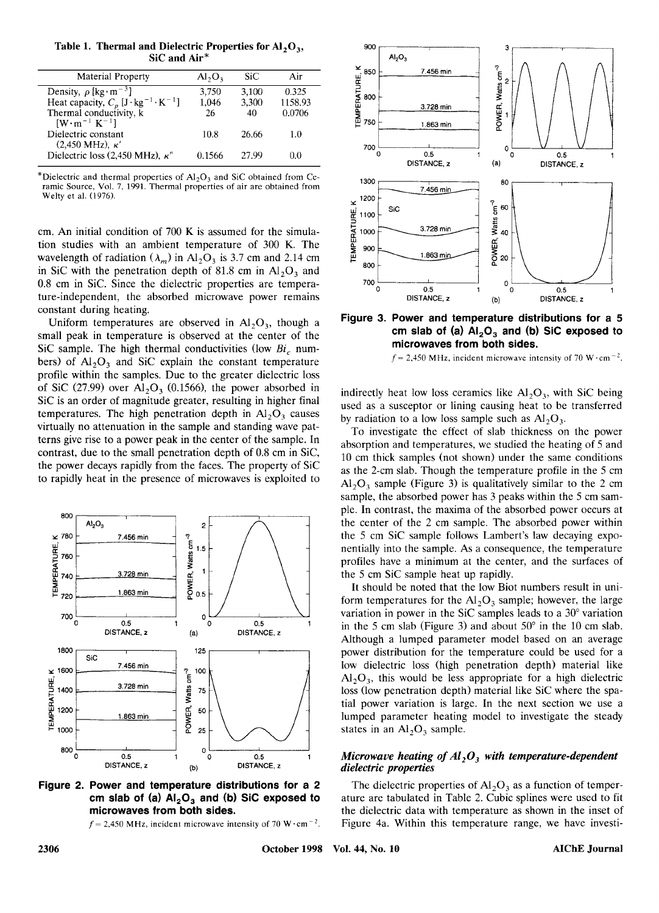**Table 1. Thermal and Dielectric Properties for $Al_2O_3$, SiC and Air***

| Material Property | $Al_2O_3$ | SiC | Air |
|---|---|---|---|
| Density, $\rho$ [$kg \cdot m^{-3}$] | 3,750 | 3,100 | 0.325 |
| Heat capacity, $C_p$ [$J \cdot kg^{-1} \cdot K^{-1}$] | 1,046 | 3,300 | 1158.93 |
| Thermal conductivity, k [$W \cdot m^{-1}\ K^{-1}$] | 26 | 40 | 0.0706 |
| Dielectric constant (2,450 MHz), $\kappa'$ | 10.8 | 26.66 | 1.0 |
| Dielectric loss (2,450 MHz), $\kappa''$ | 0.1566 | 27.99 | 0.0 |

*Dielectric and thermal properties of $Al_2O_3$ and SiC obtained from Ceramic Source, Vol. 7, 1991. Thermal properties of air are obtained from Welty et al. (1976).

cm. An initial condition of 700 K is assumed for the simulation studies with an ambient temperature of 300 K. The wavelength of radiation ($\lambda_m$) in $Al_2O_3$ is 3.7 cm and 2.14 cm in SiC with the penetration depth of 81.8 cm in $Al_2O_3$ and 0.8 cm in SiC. Since the dielectric properties are temperature-independent, the absorbed microwave power remains constant during heating.

Uniform temperatures are observed in $Al_2O_3$, though a small peak in temperature is observed at the center of the SiC sample. The high thermal conductivities (low $Bi_c$ numbers) of $Al_2O_3$ and SiC explain the constant temperature profile within the samples. Due to the greater dielectric loss of SiC (27.99) over $Al_2O_3$ (0.1566), the power absorbed in SiC is an order of magnitude greater, resulting in higher final temperatures. The high penetration depth in $Al_2O_3$ causes virtually no attenuation in the sample and standing wave patterns give rise to a power peak in the center of the sample. In contrast, due to the small penetration depth of 0.8 cm in SiC, the power decays rapidly from the faces. The property of SiC to rapidly heat in the presence of microwaves is exploited to indirectly heat low loss ceramics like $Al_2O_3$, with SiC being used as a susceptor or lining causing heat to be transferred by radiation to a low loss sample such as $Al_2O_3$.

**Figure 2. Power and temperature distributions for a 2 cm slab of (a) $Al_2O_3$ and (b) SiC exposed to microwaves from both sides.**

$f$ = 2,450 MHz, incident microwave intensity of 70 $W \cdot cm^{-2}$.

**Figure 3. Power and temperature distributions for a 5 cm slab of (a) $Al_2O_3$ and (b) SiC exposed to microwaves from both sides.**

$f$ = 2,450 MHz, incident microwave intensity of 70 $W \cdot cm^{-2}$.

To investigate the effect of slab thickness on the power absorption and temperatures, we studied the heating of 5 and 10 cm thick samples (not shown) under the same conditions as the 2-cm slab. Though the temperature profile in the 5 cm $Al_2O_3$ sample (Figure 3) is qualitatively similar to the 2 cm sample, the absorbed power has 3 peaks within the 5 cm sample. In contrast, the maxima of the absorbed power occurs at the center of the 2 cm sample. The absorbed power within the 5 cm SiC sample follows Lambert's law decaying exponentially into the sample. As a consequence, the temperature profiles have a minimum at the center, and the surfaces of the 5 cm SiC sample heat up rapidly.

It should be noted that the low Biot numbers result in uniform temperatures for the $Al_2O_3$ sample; however, the large variation in power in the SiC samples leads to a 30° variation in the 5 cm slab (Figure 3) and about 50° in the 10 cm slab. Although a lumped parameter model based on an average power distribution for the temperature could be used for a low dielectric loss (high penetration depth) material like $Al_2O_3$, this would be less appropriate for a high dielectric loss (low penetration depth) material like SiC where the spatial power variation is large. In the next section we use a lumped parameter heating model to investigate the steady states in an $Al_2O_3$ sample.

### *Microwave heating of $Al_2O_3$ with temperature-dependent dielectric properties*

The dielectric properties of $Al_2O_3$ as a function of temperature are tabulated in Table 2. Cubic splines were used to fit the dielectric data with temperature as shown in the inset of Figure 4a. Within this temperature range, we have investi-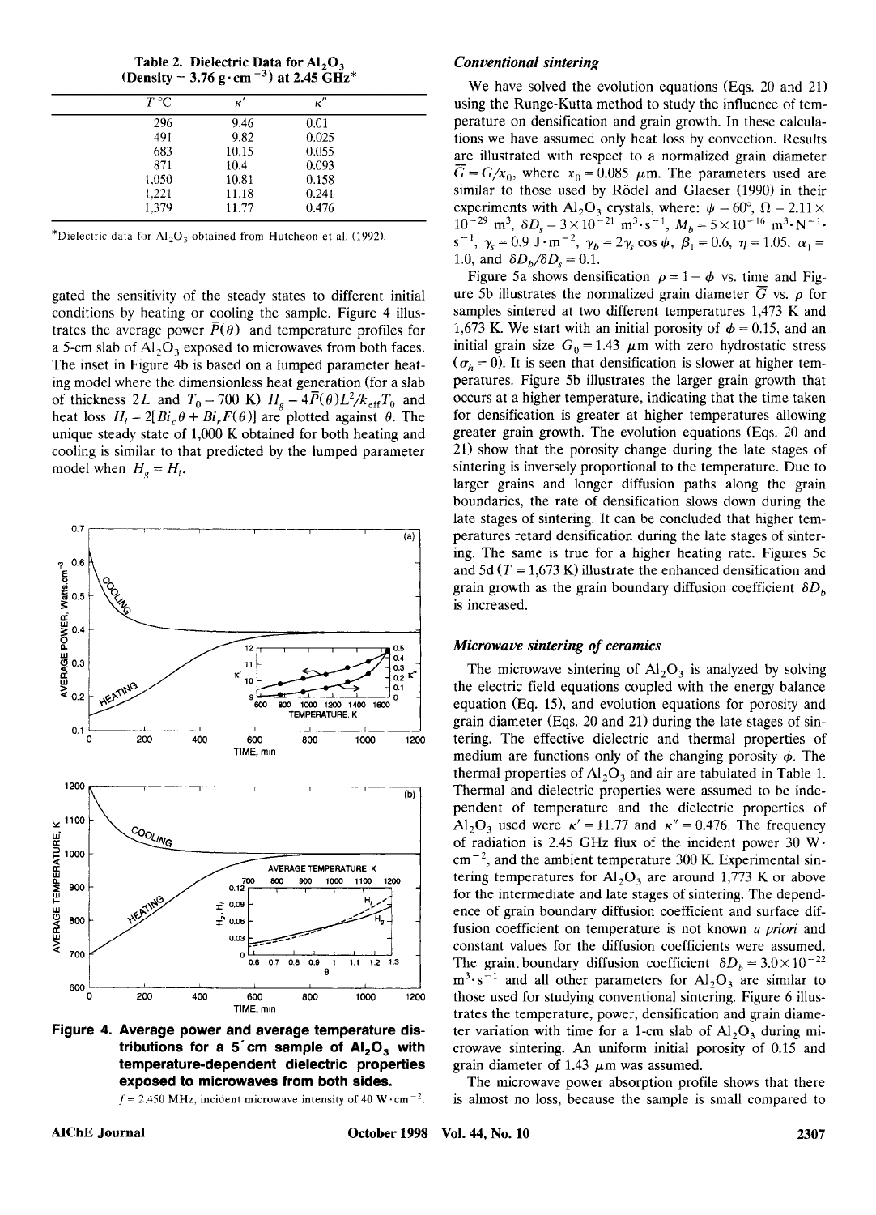Table 2. Dielectric Data for $Al_2O_3$ (Density = 3.76 $g \cdot cm^{-3}$) at 2.45 GHz*

| $T$ °C | $\kappa'$ | $\kappa''$ |
|---|---|---|
| 296 | 9.46 | 0.01 |
| 491 | 9.82 | 0.025 |
| 683 | 10.15 | 0.055 |
| 871 | 10.4 | 0.093 |
| 1,050 | 10.81 | 0.158 |
| 1,221 | 11.18 | 0.241 |
| 1,379 | 11.77 | 0.476 |

*Dielectric data for $Al_2O_3$ obtained from Hutcheon et al. (1992).

gated the sensitivity of the steady states to different initial conditions by heating or cooling the sample. Figure 4 illustrates the average power $\bar{P}(\theta)$ and temperature profiles for a 5-cm slab of $Al_2O_3$ exposed to microwaves from both faces. The inset in Figure 4b is based on a lumped parameter heating model where the dimensionless heat generation (for a slab of thickness $2L$ and $T_0 = 700$ K) $H_g = 4\bar{P}(\theta)L^2/k_{eff}T_0$ and heat loss $H_l = 2[Bi_c\theta + Bi_r F(\theta)]$ are plotted against $\theta$. The unique steady state of 1,000 K obtained for both heating and cooling is similar to that predicted by the lumped parameter model when $H_g = H_l$.

**Figure 4. Average power and average temperature distributions for a 5 cm sample of $Al_2O_3$ with temperature-dependent dielectric properties exposed to microwaves from both sides.**

$f$ = 2,450 MHz, incident microwave intensity of 40 $W \cdot cm^{-2}$.

### *Conventional sintering*

We have solved the evolution equations (Eqs. 20 and 21) using the Runge-Kutta method to study the influence of temperature on densification and grain growth. In these calculations we have assumed only heat loss by convection. Results are illustrated with respect to a normalized grain diameter $\bar{G} = G/x_0$, where $x_0 = 0.085$ $\mu$m. The parameters used are similar to those used by Rödel and Glaeser (1990) in their experiments with $Al_2O_3$ crystals, where: $\psi = 60°$, $\Omega = 2.11 \times 10^{-29}$ $m^3$, $\delta D_s = 3 \times 10^{-21}$ $m^3 \cdot s^{-1}$, $M_b = 5 \times 10^{-16}$ $m^3 \cdot N^{-1} \cdot s^{-1}$, $\gamma_s = 0.9$ $J \cdot m^{-2}$, $\gamma_b = 2\gamma_s \cos\psi$, $\beta_1 = 0.6$, $\eta = 1.05$, $\alpha_1 = 1.0$, and $\delta D_b/\delta D_s = 0.1$.

Figure 5a shows densification $\rho = 1 - \phi$ vs. time and Figure 5b illustrates the normalized grain diameter $\bar{G}$ vs. $\rho$ for samples sintered at two different temperatures 1,473 K and 1,673 K. We start with an initial porosity of $\phi = 0.15$, and an initial grain size $G_0 = 1.43$ $\mu$m with zero hydrostatic stress ($\sigma_h = 0$). It is seen that densification is slower at higher temperatures. Figure 5b illustrates the larger grain growth that occurs at a higher temperature, indicating that the time taken for densification is greater at higher temperatures allowing greater grain growth. The evolution equations (Eqs. 20 and 21) show that the porosity change during the late stages of sintering is inversely proportional to the temperature. Due to larger grains and longer diffusion paths along the grain boundaries, the rate of densification slows down during the late stages of sintering. It can be concluded that higher temperatures retard densification during the late stages of sintering. The same is true for a higher heating rate. Figures 5c and 5d ($T$ = 1,673 K) illustrate the enhanced densification and grain growth as the grain boundary diffusion coefficient $\delta D_b$ is increased.

### *Microwave sintering of ceramics*

The microwave sintering of $Al_2O_3$ is analyzed by solving the electric field equations coupled with the energy balance equation (Eq. 15), and evolution equations for porosity and grain diameter (Eqs. 20 and 21) during the late stages of sintering. The effective dielectric and thermal properties of medium are functions only of the changing porosity $\phi$. The thermal properties of $Al_2O_3$ and air are tabulated in Table 1. Thermal and dielectric properties were assumed to be independent of temperature and the dielectric properties of $Al_2O_3$ used were $\kappa' = 11.77$ and $\kappa'' = 0.476$. The frequency of radiation is 2.45 GHz flux of the incident power 30 $W \cdot cm^{-2}$, and the ambient temperature 300 K. Experimental sintering temperatures for $Al_2O_3$ are around 1,773 K or above for the intermediate and late stages of sintering. The dependence of grain boundary diffusion coefficient and surface diffusion coefficient on temperature is not known *a priori* and constant values for the diffusion coefficients were assumed. The grain boundary diffusion coefficient $\delta D_b = 3.0 \times 10^{-22}$ $m^3 \cdot s^{-1}$ and all other parameters for $Al_2O_3$ are similar to those used for studying conventional sintering. Figure 6 illustrates the temperature, power, densification and grain diameter variation with time for a 1-cm slab of $Al_2O_3$ during microwave sintering. An uniform initial porosity of 0.15 and grain diameter of 1.43 $\mu$m was assumed.

The microwave power absorption profile shows that there is almost no loss, because the sample is small compared to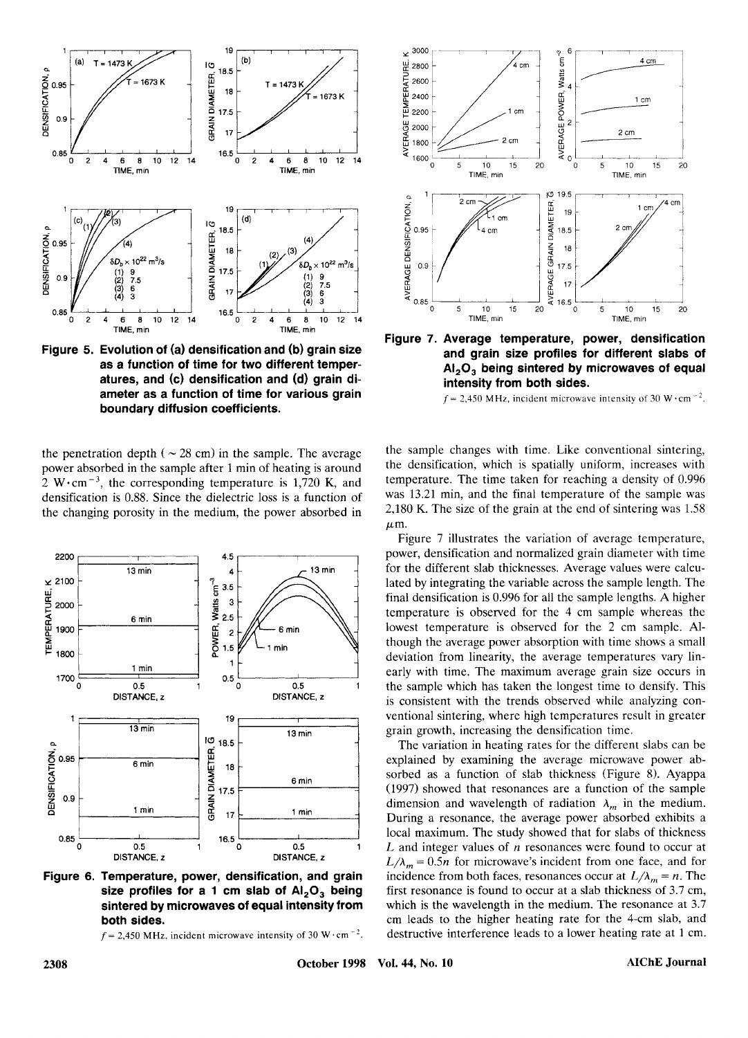**Figure 5. Evolution of (a) densification and (b) grain size as a function of time for two different temperatures, and (c) densification and (d) grain diameter as a function of time for various grain boundary diffusion coefficients.**

the penetration depth ( ~ 28 cm) in the sample. The average power absorbed in the sample after 1 min of heating is around 2 $W \cdot cm^{-3}$, the corresponding temperature is 1,720 K, and densification is 0.88. Since the dielectric loss is a function of the changing porosity in the medium, the power absorbed in the sample changes with time. Like conventional sintering, the densification, which is spatially uniform, increases with temperature. The time taken for reaching a density of 0.996 was 13.21 min, and the final temperature of the sample was 2,180 K. The size of the grain at the end of sintering was 1.58 $\mu$m.

**Figure 6. Temperature, power, densification, and grain size profiles for a 1 cm slab of $Al_2O_3$ being sintered by microwaves of equal intensity from both sides.**

$f$ = 2,450 MHz, incident microwave intensity of 30 $W \cdot cm^{-2}$.

**Figure 7. Average temperature, power, densification and grain size profiles for different slabs of $Al_2O_3$ being sintered by microwaves of equal intensity from both sides.**

$f$ = 2,450 MHz, incident microwave intensity of 30 $W \cdot cm^{-2}$.

Figure 7 illustrates the variation of average temperature, power, densification and normalized grain diameter with time for the different slab thicknesses. Average values were calculated by integrating the variable across the sample length. The final densification is 0.996 for all the sample lengths. A higher temperature is observed for the 4 cm sample whereas the lowest temperature is observed for the 2 cm sample. Although the average power absorption with time shows a small deviation from linearity, the average temperatures vary linearly with time. The maximum average grain size occurs in the sample which has taken the longest time to densify. This is consistent with the trends observed while analyzing conventional sintering, where high temperatures result in greater grain growth, increasing the densification time.

The variation in heating rates for the different slabs can be explained by examining the average microwave power absorbed as a function of slab thickness (Figure 8). Ayappa (1997) showed that resonances are a function of the sample dimension and wavelength of radiation $\lambda_m$ in the medium. During a resonance, the average power absorbed exhibits a local maximum. The study showed that for slabs of thickness $L$ and integer values of $n$ resonances were found to occur at $L/\lambda_m = 0.5n$ for microwave's incident from one face, and for incidence from both faces, resonances occur at $L/\lambda_m = n$. The first resonance is found to occur at a slab thickness of 3.7 cm, which is the wavelength in the medium. The resonance at 3.7 cm leads to the higher heating rate for the 4-cm slab, and destructive interference leads to a lower heating rate at 1 cm.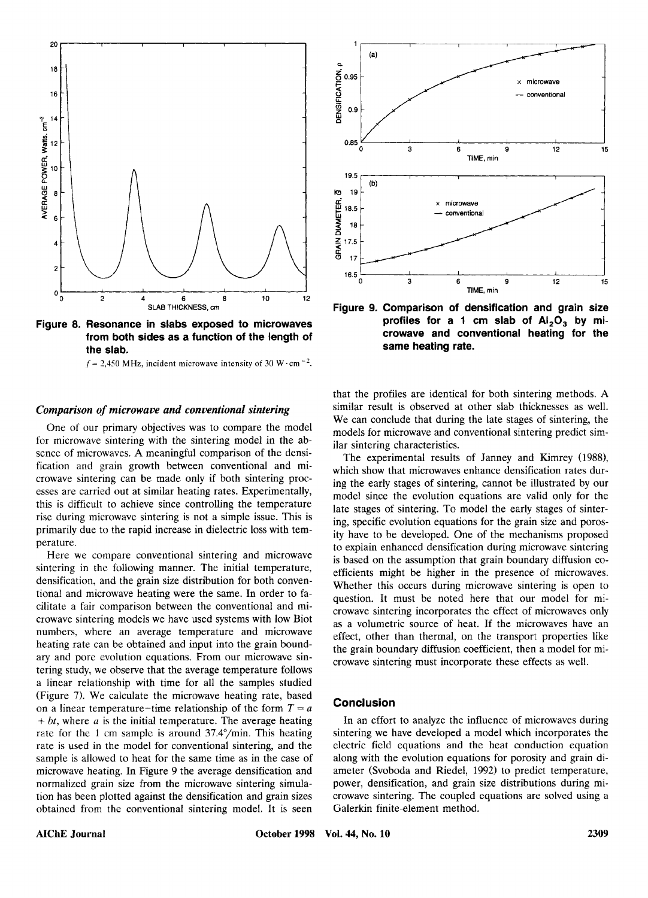Figure 8. Resonance in slabs exposed to microwaves from both sides as a function of the length of the slab.

$f = 2{,}450$ MHz, incident microwave intensity of 30 $W \cdot cm^{-2}$.

Figure 9. Comparison of densification and grain size profiles for a 1 cm slab of $Al_2O_3$ by microwave and conventional heating for the same heating rate.

### *Comparison of microwave and conventional sintering*

One of our primary objectives was to compare the model for microwave sintering with the sintering model in the absence of microwaves. A meaningful comparison of the densification and grain growth between conventional and microwave sintering can be made only if both sintering processes are carried out at similar heating rates. Experimentally, this is difficult to achieve since controlling the temperature rise during microwave sintering is not a simple issue. This is primarily due to the rapid increase in dielectric loss with temperature.

Here we compare conventional sintering and microwave sintering in the following manner. The initial temperature, densification, and the grain size distribution for both conventional and microwave heating were the same. In order to facilitate a fair comparison between the conventional and microwave sintering models we have used systems with low Biot numbers, where an average temperature and microwave heating rate can be obtained and input into the grain boundary and pore evolution equations. From our microwave sintering study, we observe that the average temperature follows a linear relationship with time for all the samples studied (Figure 7). We calculate the microwave heating rate, based on a linear temperature–time relationship of the form $T = a + bt$, where $a$ is the initial temperature. The average heating rate for the 1 cm sample is around 37.4°/min. This heating rate is used in the model for conventional sintering, and the sample is allowed to heat for the same time as in the case of microwave heating. In Figure 9 the average densification and normalized grain size from the microwave sintering simulation has been plotted against the densification and grain sizes obtained from the conventional sintering model. It is seen that the profiles are identical for both sintering methods. A similar result is observed at other slab thicknesses as well. We can conclude that during the late stages of sintering, the models for microwave and conventional sintering predict similar sintering characteristics.

The experimental results of Janney and Kimrey (1988), which show that microwaves enhance densification rates during the early stages of sintering, cannot be illustrated by our model since the evolution equations are valid only for the late stages of sintering. To model the early stages of sintering, specific evolution equations for the grain size and porosity have to be developed. One of the mechanisms proposed to explain enhanced densification during microwave sintering is based on the assumption that grain boundary diffusion coefficients might be higher in the presence of microwaves. Whether this occurs during microwave sintering is open to question. It must be noted here that our model for microwave sintering incorporates the effect of microwaves only as a volumetric source of heat. If the microwaves have an effect, other than thermal, on the transport properties like the grain boundary diffusion coefficient, then a model for microwave sintering must incorporate these effects as well.

## Conclusion

In an effort to analyze the influence of microwaves during sintering we have developed a model which incorporates the electric field equations and the heat conduction equation along with the evolution equations for porosity and grain diameter (Svoboda and Riedel, 1992) to predict temperature, power, densification, and grain size distributions during microwave sintering. The coupled equations are solved using a Galerkin finite-element method.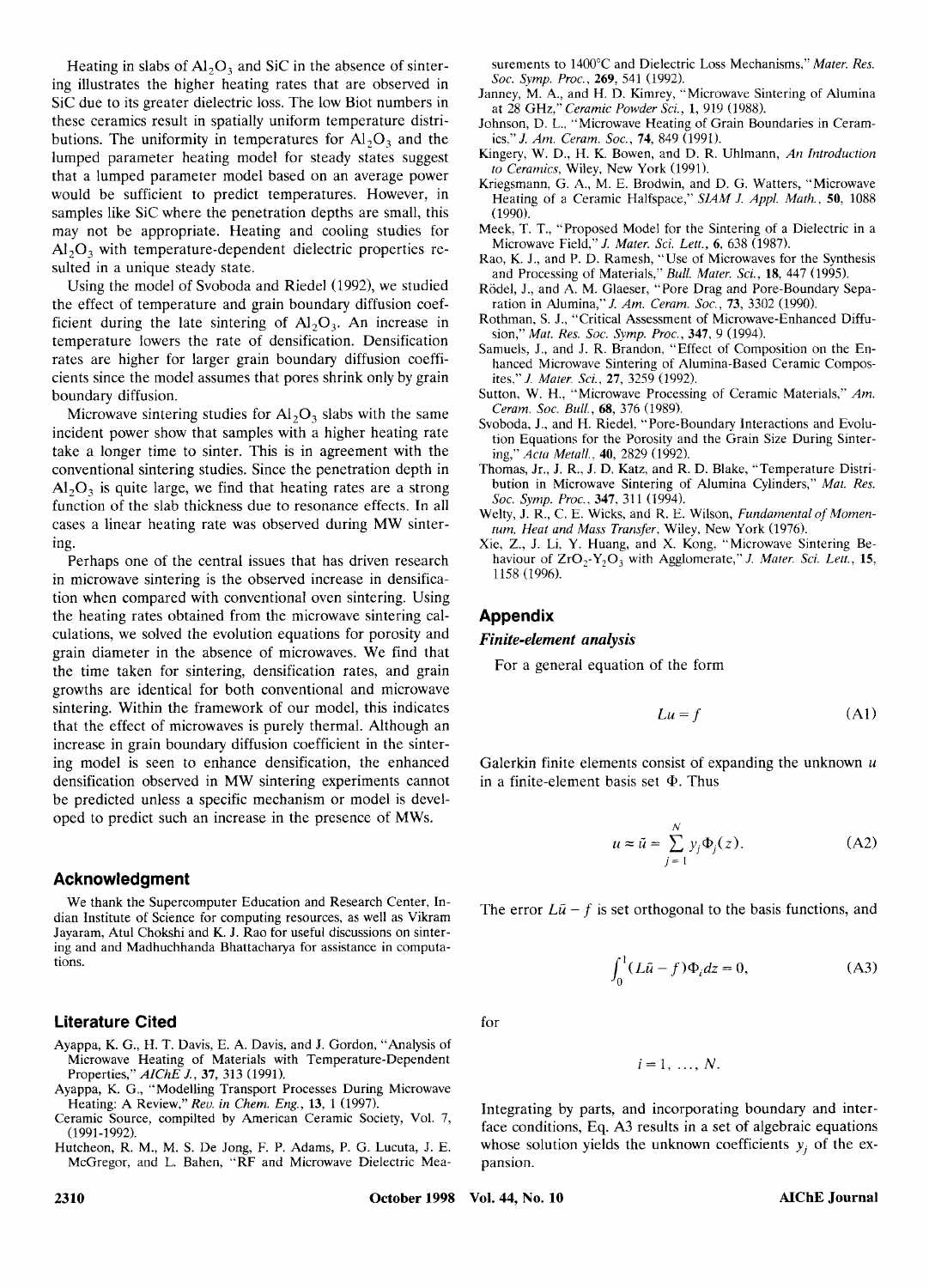Heating in slabs of $Al_2O_3$ and SiC in the absence of sintering illustrates the higher heating rates that are observed in SiC due to its greater dielectric loss. The low Biot numbers in these ceramics result in spatially uniform temperature distributions. The uniformity in temperatures for $Al_2O_3$ and the lumped parameter heating model for steady states suggest that a lumped parameter model based on an average power would be sufficient to predict temperatures. However, in samples like SiC where the penetration depths are small, this may not be appropriate. Heating and cooling studies for $Al_2O_3$ with temperature-dependent dielectric properties resulted in a unique steady state.

Using the model of Svoboda and Riedel (1992), we studied the effect of temperature and grain boundary diffusion coefficient during the late sintering of $Al_2O_3$. An increase in temperature lowers the rate of densification. Densification rates are higher for larger grain boundary diffusion coefficients since the model assumes that pores shrink only by grain boundary diffusion.

Microwave sintering studies for $Al_2O_3$ slabs with the same incident power show that samples with a higher heating rate take a longer time to sinter. This is in agreement with the conventional sintering studies. Since the penetration depth in $Al_2O_3$ is quite large, we find that heating rates are a strong function of the slab thickness due to resonance effects. In all cases a linear heating rate was observed during MW sintering.

Perhaps one of the central issues that has driven research in microwave sintering is the observed increase in densification when compared with conventional oven sintering. Using the heating rates obtained from the microwave sintering calculations, we solved the evolution equations for porosity and grain diameter in the absence of microwaves. We find that the time taken for sintering, densification rates, and grain growths are identical for both conventional and microwave sintering. Within the framework of our model, this indicates that the effect of microwaves is purely thermal. Although an increase in grain boundary diffusion coefficient in the sintering model is seen to enhance densification, the enhanced densification observed in MW sintering experiments cannot be predicted unless a specific mechanism or model is developed to predict such an increase in the presence of MWs.

## Acknowledgment

We thank the Supercomputer Education and Research Center, Indian Institute of Science for computing resources, as well as Vikram Jayaram, Atul Chokshi and K. J. Rao for useful discussions on sintering and and Madhuchhanda Bhattacharya for assistance in computations.

## Literature Cited

Ayappa, K. G., H. T. Davis, E. A. Davis, and J. Gordon, "Analysis of Microwave Heating of Materials with Temperature-Dependent Properties," *AIChE J.*, **37**, 313 (1991).

Ayappa, K. G., "Modelling Transport Processes During Microwave Heating: A Review," *Rev. in Chem. Eng.*, **13**, 1 (1997).

Ceramic Source, compilted by American Ceramic Society, Vol. 7, (1991-1992).

Hutcheon, R. M., M. S. De Jong, F. P. Adams, P. G. Lucuta, J. E. McGregor, and L. Bahen, "RF and Microwave Dielectric Measurements to 1400°C and Dielectric Loss Mechanisms," *Mater. Res. Soc. Symp. Proc.*, **269**, 541 (1992).

Janney, M. A., and H. D. Kimrey, "Microwave Sintering of Alumina at 28 GHz," *Ceramic Powder Sci.*, **1**, 919 (1988).

Johnson, D. L., "Microwave Heating of Grain Boundaries in Ceramics," *J. Am. Ceram. Soc.*, **74**, 849 (1991).

Kingery, W. D., H. K. Bowen, and D. R. Uhlmann, *An Introduction to Ceramics*, Wiley, New York (1991).

Kriegsmann, G. A., M. E. Brodwin, and D. G. Watters, "Microwave Heating of a Ceramic Halfspace," *SIAM J. Appl. Math.*, **50**, 1088 (1990).

Meek, T. T., "Proposed Model for the Sintering of a Dielectric in a Microwave Field," *J. Mater. Sci. Lett.*, **6**, 638 (1987).

Rao, K. J., and P. D. Ramesh, "Use of Microwaves for the Synthesis and Processing of Materials," *Bull. Mater. Sci.*, **18**, 447 (1995).

Rödel, J., and A. M. Glaeser, "Pore Drag and Pore-Boundary Separation in Alumina," *J. Am. Ceram. Soc.*, **73**, 3302 (1990).

Rothman, S. J., "Critical Assessment of Microwave-Enhanced Diffusion," *Mat. Res. Soc. Symp. Proc.*, **347**, 9 (1994).

Samuels, J., and J. R. Brandon, "Effect of Composition on the Enhanced Microwave Sintering of Alumina-Based Ceramic Composites," *J. Mater. Sci.*, **27**, 3259 (1992).

Sutton, W. H., "Microwave Processing of Ceramic Materials," *Am. Ceram. Soc. Bull.*, **68**, 376 (1989).

Svoboda, J., and H. Riedel, "Pore-Boundary Interactions and Evolution Equations for the Porosity and the Grain Size During Sintering," *Acta Metall.*, **40**, 2829 (1992).

Thomas, Jr., J. R., J. D. Katz, and R. D. Blake, "Temperature Distribution in Microwave Sintering of Alumina Cylinders," *Mat. Res. Soc. Symp. Proc.*, **347**, 311 (1994).

Welty, J. R., C. E. Wicks, and R. E. Wilson, *Fundamental of Momentum, Heat and Mass Transfer*, Wiley, New York (1976).

Xie, Z., J. Li, Y. Huang, and X. Kong, "Microwave Sintering Behaviour of $ZrO_2$-$Y_2O_3$ with Agglomerate," *J. Mater. Sci. Lett.*, **15**, 1158 (1996).

## Appendix

### *Finite-element analysis*

For a general equation of the form

$$Lu = f \tag{A1}$$

Galerkin finite elements consist of expanding the unknown $u$ in a finite-element basis set $\Phi$. Thus

$$u \approx \tilde{u} = \sum_{j=1}^{N} y_j \Phi_j(z). \tag{A2}$$

The error $L\tilde{u} - f$ is set orthogonal to the basis functions, and

$$\int_0^1 (L\tilde{u} - f)\Phi_i dz = 0, \tag{A3}$$

for

$$i = 1, \ldots, N.$$

Integrating by parts, and incorporating boundary and interface conditions, Eq. A3 results in a set of algebraic equations whose solution yields the unknown coefficients $y_j$ of the expansion.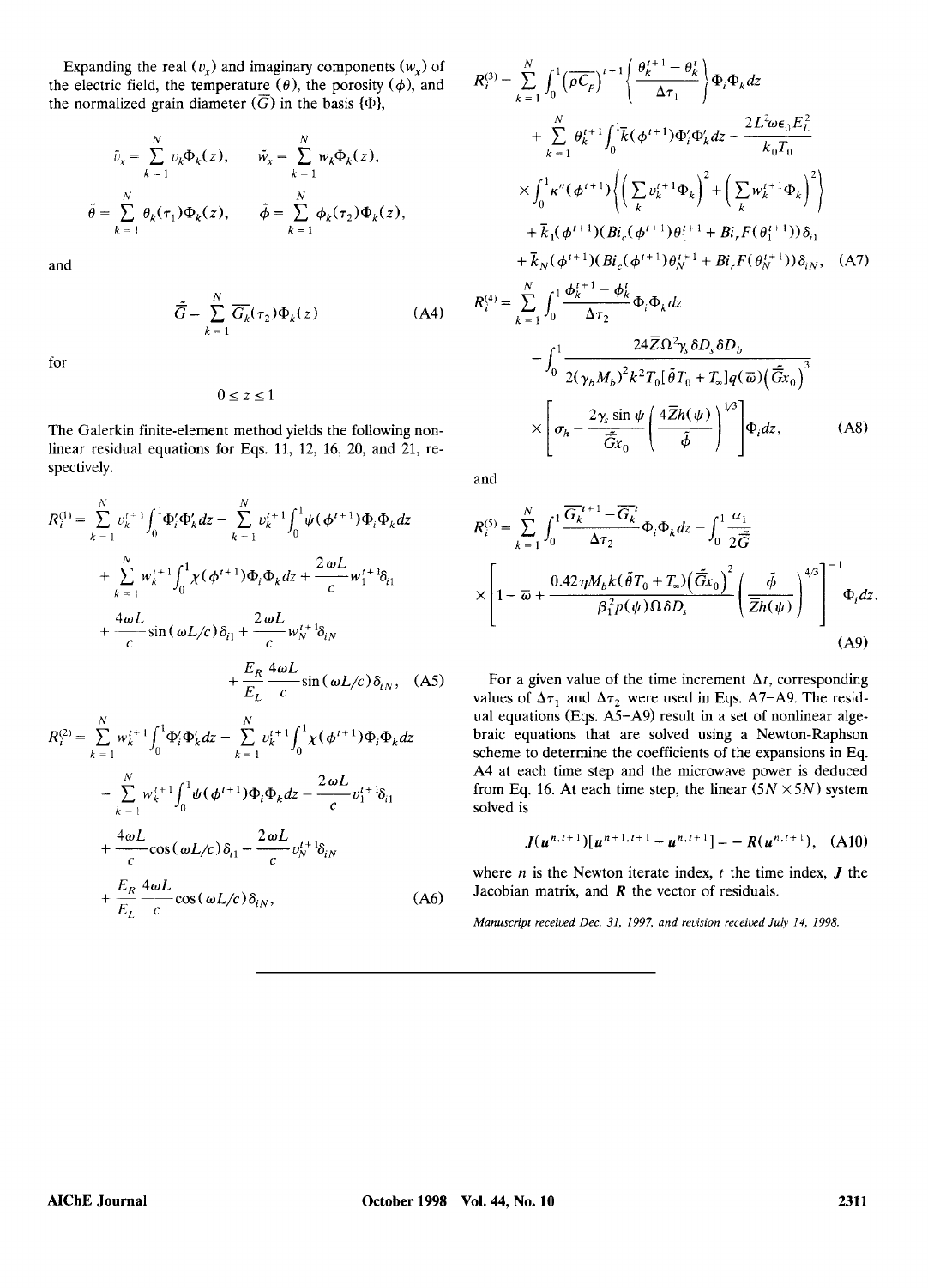Expanding the real ($v_x$) and imaginary components ($w_x$) of the electric field, the temperature ($\theta$), the porosity ($\phi$), and the normalized grain diameter ($\overline{G}$) in the basis $\{\Phi\}$,

$$\bar{v}_x = \sum_{k=1}^{N} v_k \Phi_k(z), \qquad \bar{w}_x = \sum_{k=1}^{N} w_k \Phi_k(z),$$

$$\bar{\theta} = \sum_{k=1}^{N} \theta_k(\tau_1)\Phi_k(z), \qquad \bar{\phi} = \sum_{k=1}^{N} \phi_k(\tau_2)\Phi_k(z),$$

and

$$\bar{\overline{G}} = \sum_{k=1}^{N} \overline{G_k}(\tau_2)\Phi_k(z) \tag{A4}$$

for

$$0 \le z \le 1$$

The Galerkin finite-element method yields the following nonlinear residual equations for Eqs. 11, 12, 16, 20, and 21, respectively.

$$R_i^{(1)} = \sum_{k=1}^{N} v_k^{t+1} \int_0^1 \Phi_i'\Phi_k' dz - \sum_{k=1}^{N} v_k^{t+1} \int_0^1 \psi(\phi^{t+1})\Phi_i\Phi_k dz + \sum_{k=1}^{N} w_k^{t+1} \int_0^1 \chi(\phi^{t+1})\Phi_i\Phi_k dz + \frac{2\omega L}{c} w_1^{t+1}\delta_{i1} + \frac{4\omega L}{c}\sin(\omega L/c)\delta_{i1} + \frac{2\omega L}{c} w_N^{t+1}\delta_{iN} + \frac{E_R}{E_L}\frac{4\omega L}{c}\sin(\omega L/c)\delta_{iN}, \tag{A5}$$

$$R_i^{(2)} = \sum_{k=1}^{N} w_k^{t+1} \int_0^1 \Phi_i'\Phi_k' dz - \sum_{k=1}^{N} v_k^{t+1} \int_0^1 \chi(\phi^{t+1})\Phi_i\Phi_k dz - \sum_{k=1}^{N} w_k^{t+1} \int_0^1 \psi(\phi^{t+1})\Phi_i\Phi_k dz - \frac{2\omega L}{c} v_1^{t+1}\delta_{i1} + \frac{4\omega L}{c}\cos(\omega L/c)\delta_{i1} - \frac{2\omega L}{c} v_N^{t+1}\delta_{iN} + \frac{E_R}{E_L}\frac{4\omega L}{c}\cos(\omega L/c)\delta_{iN}, \tag{A6}$$

$$R_i^{(3)} = \sum_{k=1}^{N} \int_0^1 \left(\overline{\rho C_p}\right)^{t+1} \left\{\frac{\theta_k^{t+1} - \theta_k^t}{\Delta\tau_1}\right\} \Phi_i\Phi_k dz + \sum_{k=1}^{N} \theta_k^{t+1} \int_0^1 \bar{k}(\phi^{t+1})\Phi_i'\Phi_k' dz - \frac{2L^2\omega\epsilon_0 E_L^2}{k_0 T_0} \times \int_0^1 \kappa''(\phi^{t+1}) \left\{ \left(\sum_k v_k^{t+1}\Phi_k\right)^2 + \left(\sum_k w_k^{t+1}\Phi_k\right)^2 \right\} + \bar{k}_1(\phi^{t+1})(Bi_c(\phi^{t+1})\theta_1^{t+1} + Bi_r F(\theta_1^{t+1}))\delta_{i1} + \bar{k}_N(\phi^{t+1})(Bi_c(\phi^{t+1})\theta_N^{t+1} + Bi_r F(\theta_N^{t+1}))\delta_{iN}, \tag{A7}$$

$$R_i^{(4)} = \sum_{k=1}^{N} \int_0^1 \frac{\phi_k^{t+1} - \phi_k^t}{\Delta\tau_2} \Phi_i\Phi_k dz - \int_0^1 \frac{24\bar{Z}\Omega^2\gamma_s\delta D_s\delta D_b}{2(\gamma_b M_b)^2 k^2 T_0[\bar{\theta}T_0 + T_\infty]q(\bar{\omega})\left(\bar{\overline{G}}x_0\right)^3} \times \left[\sigma_h - \frac{2\gamma_s \sin\psi}{\bar{\overline{G}}x_0}\left(\frac{4\bar{Z}h(\psi)}{\bar{\phi}}\right)^{1/3}\right]\Phi_i dz, \tag{A8}$$

and

$$R_i^{(5)} = \sum_{k=1}^{N} \int_0^1 \frac{\overline{G_k^{t+1}} - \overline{G_k^t}}{\Delta\tau_2} \Phi_i\Phi_k dz - \int_0^1 \frac{\alpha_1}{2\bar{\overline{G}}} \times \left[1 - \bar{\omega} + \frac{0.42\eta M_b k(\bar{\theta}T_0 + T_\infty)\left(\bar{\overline{G}}x_0\right)^2}{\beta_1^2 p(\psi)\Omega\delta D_s}\left(\frac{\bar{\phi}}{\bar{Z}h(\psi)}\right)^{4/3}\right]^{-1} \Phi_i dz. \tag{A9}$$

For a given value of the time increment $\Delta t$, corresponding values of $\Delta\tau_1$ and $\Delta\tau_2$ were used in Eqs. A7–A9. The residual equations (Eqs. A5–A9) result in a set of nonlinear algebraic equations that are solved using a Newton-Raphson scheme to determine the coefficients of the expansions in Eq. A4 at each time step and the microwave power is deduced from Eq. 16. At each time step, the linear ($5N \times 5N$) system solved is

$$\boldsymbol{J}(\boldsymbol{u}^{n,t+1})[\boldsymbol{u}^{n+1,t+1} - \boldsymbol{u}^{n,t+1}] = -\boldsymbol{R}(\boldsymbol{u}^{n,t+1}), \tag{A10}$$

where $n$ is the Newton iterate index, $t$ the time index, $\boldsymbol{J}$ the Jacobian matrix, and $\boldsymbol{R}$ the vector of residuals.

*Manuscript received Dec. 31, 1997, and revision received July 14, 1998.*